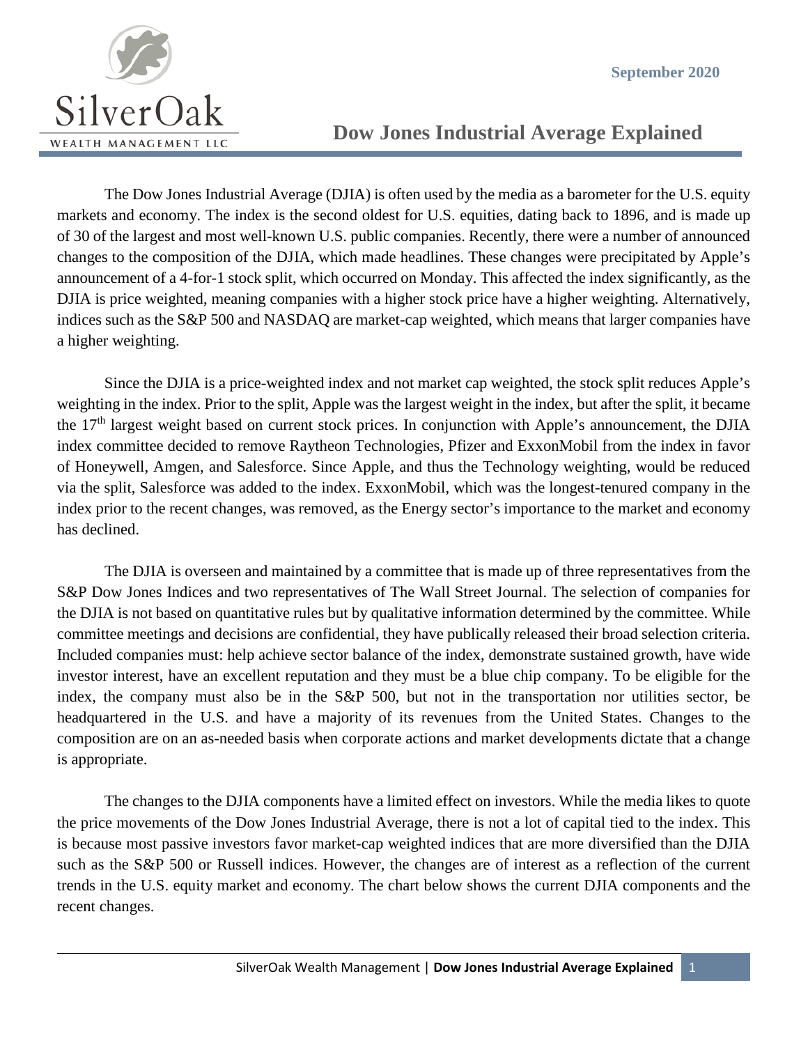SilverOak WEALTH MANAGEMENT LLC

September 2020

# Dow Jones Industrial Average Explained

The Dow Jones Industrial Average (DJIA) is often used by the media as a barometer for the U.S. equity markets and economy. The index is the second oldest for U.S. equities, dating back to 1896, and is made up of 30 of the largest and most well-known U.S. public companies. Recently, there were a number of announced changes to the composition of the DJIA, which made headlines. These changes were precipitated by Apple's announcement of a 4-for-1 stock split, which occurred on Monday. This affected the index significantly, as the DJIA is price weighted, meaning companies with a higher stock price have a higher weighting. Alternatively, indices such as the S&P 500 and NASDAQ are market-cap weighted, which means that larger companies have a higher weighting.

Since the DJIA is a price-weighted index and not market cap weighted, the stock split reduces Apple's weighting in the index. Prior to the split, Apple was the largest weight in the index, but after the split, it became the 17th largest weight based on current stock prices. In conjunction with Apple's announcement, the DJIA index committee decided to remove Raytheon Technologies, Pfizer and ExxonMobil from the index in favor of Honeywell, Amgen, and Salesforce. Since Apple, and thus the Technology weighting, would be reduced via the split, Salesforce was added to the index. ExxonMobil, which was the longest-tenured company in the index prior to the recent changes, was removed, as the Energy sector's importance to the market and economy has declined.

The DJIA is overseen and maintained by a committee that is made up of three representatives from the S&P Dow Jones Indices and two representatives of The Wall Street Journal. The selection of companies for the DJIA is not based on quantitative rules but by qualitative information determined by the committee. While committee meetings and decisions are confidential, they have publically released their broad selection criteria. Included companies must: help achieve sector balance of the index, demonstrate sustained growth, have wide investor interest, have an excellent reputation and they must be a blue chip company. To be eligible for the index, the company must also be in the S&P 500, but not in the transportation nor utilities sector, be headquartered in the U.S. and have a majority of its revenues from the United States. Changes to the composition are on an as-needed basis when corporate actions and market developments dictate that a change is appropriate.

The changes to the DJIA components have a limited effect on investors. While the media likes to quote the price movements of the Dow Jones Industrial Average, there is not a lot of capital tied to the index. This is because most passive investors favor market-cap weighted indices that are more diversified than the DJIA such as the S&P 500 or Russell indices. However, the changes are of interest as a reflection of the current trends in the U.S. equity market and economy. The chart below shows the current DJIA components and the recent changes.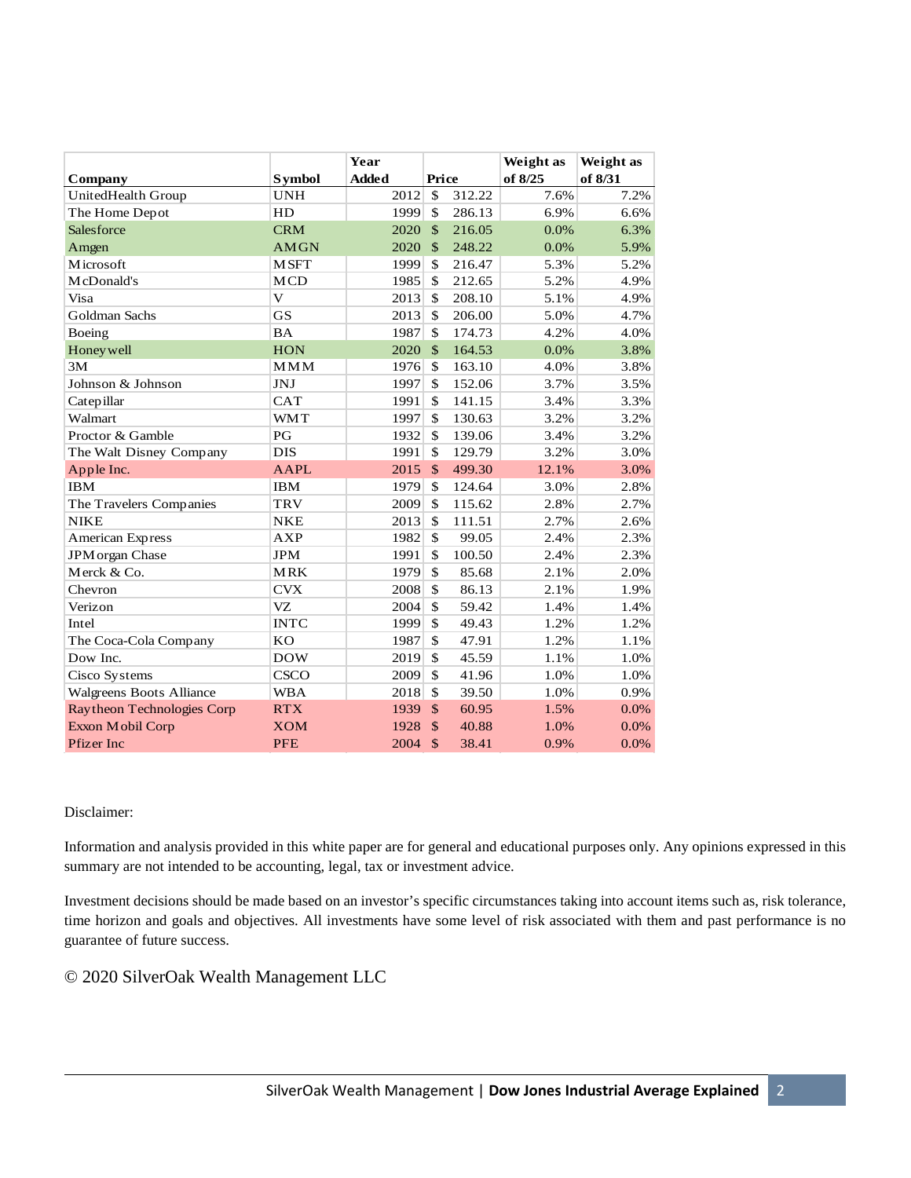| Company | Symbol | Year Added | Price | Weight as of 8/25 | Weight as of 8/31 |
|---|---|---|---|---|---|
| UnitedHealth Group | UNH | 2012 | $ 312.22 | 7.6% | 7.2% |
| The Home Depot | HD | 1999 | $ 286.13 | 6.9% | 6.6% |
| Salesforce | CRM | 2020 | $ 216.05 | 0.0% | 6.3% |
| Amgen | AMGN | 2020 | $ 248.22 | 0.0% | 5.9% |
| Microsoft | MSFT | 1999 | $ 216.47 | 5.3% | 5.2% |
| McDonald's | MCD | 1985 | $ 212.65 | 5.2% | 4.9% |
| Visa | V | 2013 | $ 208.10 | 5.1% | 4.9% |
| Goldman Sachs | GS | 2013 | $ 206.00 | 5.0% | 4.7% |
| Boeing | BA | 1987 | $ 174.73 | 4.2% | 4.0% |
| Honeywell | HON | 2020 | $ 164.53 | 0.0% | 3.8% |
| 3M | MMM | 1976 | $ 163.10 | 4.0% | 3.8% |
| Johnson & Johnson | JNJ | 1997 | $ 152.06 | 3.7% | 3.5% |
| Catepillar | CAT | 1991 | $ 141.15 | 3.4% | 3.3% |
| Walmart | WMT | 1997 | $ 130.63 | 3.2% | 3.2% |
| Proctor & Gamble | PG | 1932 | $ 139.06 | 3.4% | 3.2% |
| The Walt Disney Company | DIS | 1991 | $ 129.79 | 3.2% | 3.0% |
| Apple Inc. | AAPL | 2015 | $ 499.30 | 12.1% | 3.0% |
| IBM | IBM | 1979 | $ 124.64 | 3.0% | 2.8% |
| The Travelers Companies | TRV | 2009 | $ 115.62 | 2.8% | 2.7% |
| NIKE | NKE | 2013 | $ 111.51 | 2.7% | 2.6% |
| American Express | AXP | 1982 | $ 99.05 | 2.4% | 2.3% |
| JPMorgan Chase | JPM | 1991 | $ 100.50 | 2.4% | 2.3% |
| Merck & Co. | MRK | 1979 | $ 85.68 | 2.1% | 2.0% |
| Chevron | CVX | 2008 | $ 86.13 | 2.1% | 1.9% |
| Verizon | VZ | 2004 | $ 59.42 | 1.4% | 1.4% |
| Intel | INTC | 1999 | $ 49.43 | 1.2% | 1.2% |
| The Coca-Cola Company | KO | 1987 | $ 47.91 | 1.2% | 1.1% |
| Dow Inc. | DOW | 2019 | $ 45.59 | 1.1% | 1.0% |
| Cisco Systems | CSCO | 2009 | $ 41.96 | 1.0% | 1.0% |
| Walgreens Boots Alliance | WBA | 2018 | $ 39.50 | 1.0% | 0.9% |
| Raytheon Technologies Corp | RTX | 1939 | $ 60.95 | 1.5% | 0.0% |
| Exxon Mobil Corp | XOM | 1928 | $ 40.88 | 1.0% | 0.0% |
| Pfizer Inc | PFE | 2004 | $ 38.41 | 0.9% | 0.0% |

Disclaimer:

Information and analysis provided in this white paper are for general and educational purposes only. Any opinions expressed in this summary are not intended to be accounting, legal, tax or investment advice.

Investment decisions should be made based on an investor's specific circumstances taking into account items such as, risk tolerance, time horizon and goals and objectives. All investments have some level of risk associated with them and past performance is no guarantee of future success.

© 2020 SilverOak Wealth Management LLC